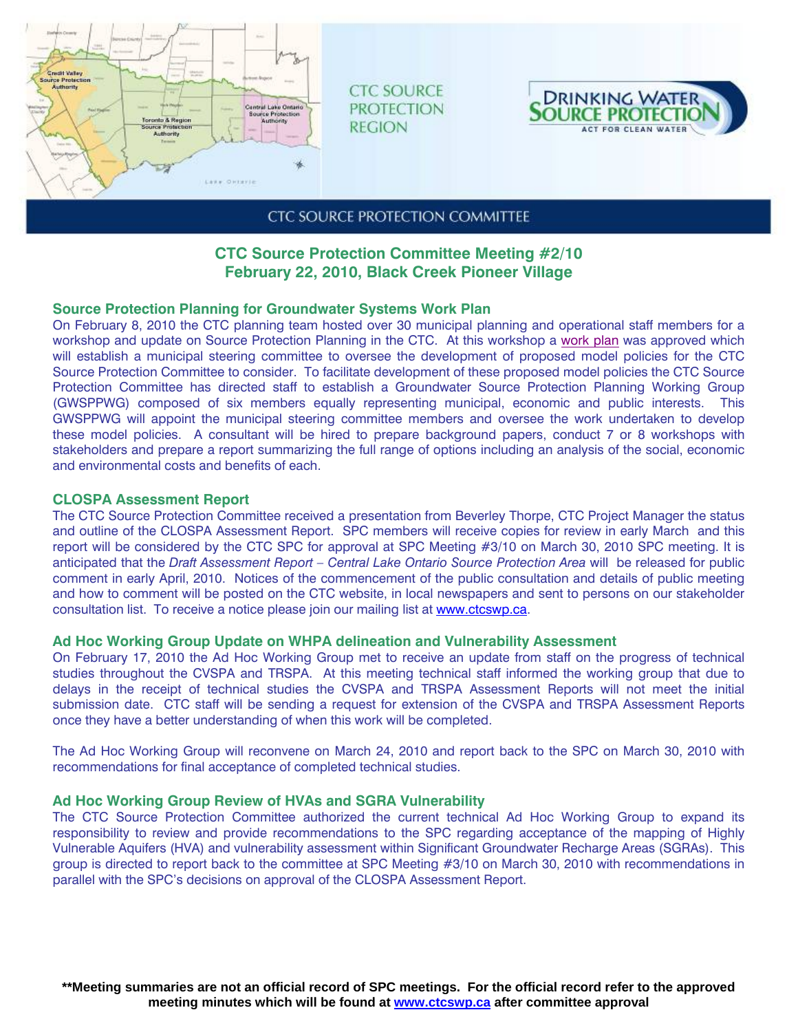CTC SOURCE PROTECTION REGION

DRINKING WATER SOURCE PROTECTION — ACT FOR CLEAN WATER

CTC SOURCE PROTECTION COMMITTEE

## CTC Source Protection Committee Meeting #2/10
## February 22, 2010, Black Creek Pioneer Village

### Source Protection Planning for Groundwater Systems Work Plan

On February 8, 2010 the CTC planning team hosted over 30 municipal planning and operational staff members for a workshop and update on Source Protection Planning in the CTC. At this workshop a work plan was approved which will establish a municipal steering committee to oversee the development of proposed model policies for the CTC Source Protection Committee to consider. To facilitate development of these proposed model policies the CTC Source Protection Committee has directed staff to establish a Groundwater Source Protection Planning Working Group (GWSPPWG) composed of six members equally representing municipal, economic and public interests. This GWSPPWG will appoint the municipal steering committee members and oversee the work undertaken to develop these model policies. A consultant will be hired to prepare background papers, conduct 7 or 8 workshops with stakeholders and prepare a report summarizing the full range of options including an analysis of the social, economic and environmental costs and benefits of each.

### CLOSPA Assessment Report

The CTC Source Protection Committee received a presentation from Beverley Thorpe, CTC Project Manager the status and outline of the CLOSPA Assessment Report. SPC members will receive copies for review in early March and this report will be considered by the CTC SPC for approval at SPC Meeting #3/10 on March 30, 2010 SPC meeting. It is anticipated that the *Draft Assessment Report – Central Lake Ontario Source Protection Area* will be released for public comment in early April, 2010. Notices of the commencement of the public consultation and details of public meeting and how to comment will be posted on the CTC website, in local newspapers and sent to persons on our stakeholder consultation list. To receive a notice please join our mailing list at www.ctcswp.ca.

### Ad Hoc Working Group Update on WHPA delineation and Vulnerability Assessment

On February 17, 2010 the Ad Hoc Working Group met to receive an update from staff on the progress of technical studies throughout the CVSPA and TRSPA. At this meeting technical staff informed the working group that due to delays in the receipt of technical studies the CVSPA and TRSPA Assessment Reports will not meet the initial submission date. CTC staff will be sending a request for extension of the CVSPA and TRSPA Assessment Reports once they have a better understanding of when this work will be completed.

The Ad Hoc Working Group will reconvene on March 24, 2010 and report back to the SPC on March 30, 2010 with recommendations for final acceptance of completed technical studies.

### Ad Hoc Working Group Review of HVAs and SGRA Vulnerability

The CTC Source Protection Committee authorized the current technical Ad Hoc Working Group to expand its responsibility to review and provide recommendations to the SPC regarding acceptance of the mapping of Highly Vulnerable Aquifers (HVA) and vulnerability assessment within Significant Groundwater Recharge Areas (SGRAs). This group is directed to report back to the committee at SPC Meeting #3/10 on March 30, 2010 with recommendations in parallel with the SPC's decisions on approval of the CLOSPA Assessment Report.

**\*\*Meeting summaries are not an official record of SPC meetings. For the official record refer to the approved meeting minutes which will be found at www.ctcswp.ca after committee approval**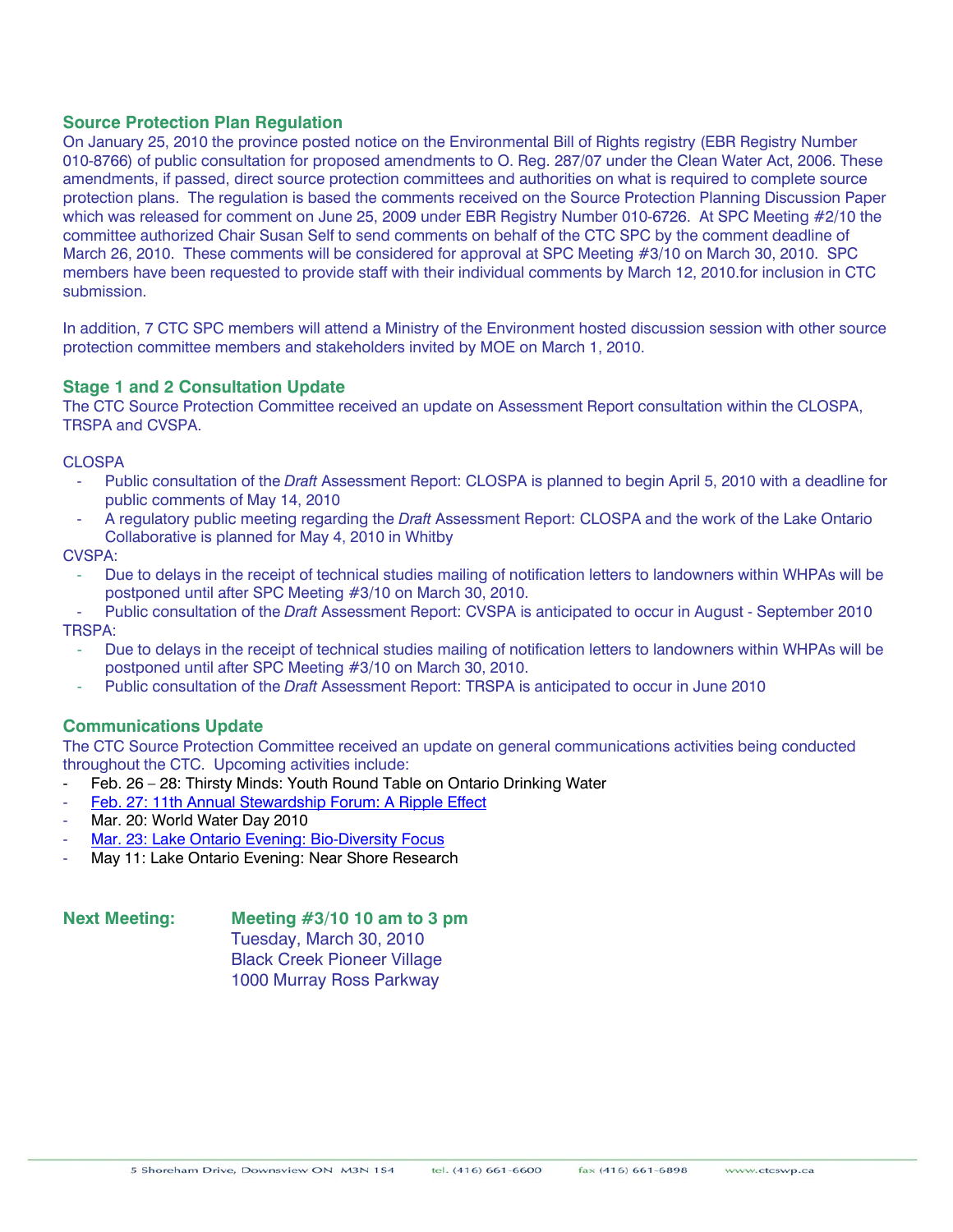## Source Protection Plan Regulation

On January 25, 2010 the province posted notice on the Environmental Bill of Rights registry (EBR Registry Number 010-8766) of public consultation for proposed amendments to O. Reg. 287/07 under the Clean Water Act, 2006. These amendments, if passed, direct source protection committees and authorities on what is required to complete source protection plans. The regulation is based the comments received on the Source Protection Planning Discussion Paper which was released for comment on June 25, 2009 under EBR Registry Number 010-6726. At SPC Meeting #2/10 the committee authorized Chair Susan Self to send comments on behalf of the CTC SPC by the comment deadline of March 26, 2010. These comments will be considered for approval at SPC Meeting #3/10 on March 30, 2010. SPC members have been requested to provide staff with their individual comments by March 12, 2010.for inclusion in CTC submission.

In addition, 7 CTC SPC members will attend a Ministry of the Environment hosted discussion session with other source protection committee members and stakeholders invited by MOE on March 1, 2010.

## Stage 1 and 2 Consultation Update

The CTC Source Protection Committee received an update on Assessment Report consultation within the CLOSPA, TRSPA and CVSPA.

CLOSPA

- Public consultation of the *Draft* Assessment Report: CLOSPA is planned to begin April 5, 2010 with a deadline for public comments of May 14, 2010
- A regulatory public meeting regarding the *Draft* Assessment Report: CLOSPA and the work of the Lake Ontario Collaborative is planned for May 4, 2010 in Whitby

CVSPA:

- Due to delays in the receipt of technical studies mailing of notification letters to landowners within WHPAs will be postponed until after SPC Meeting #3/10 on March 30, 2010.
- Public consultation of the *Draft* Assessment Report: CVSPA is anticipated to occur in August - September 2010

TRSPA:

- Due to delays in the receipt of technical studies mailing of notification letters to landowners within WHPAs will be postponed until after SPC Meeting #3/10 on March 30, 2010.
- Public consultation of the *Draft* Assessment Report: TRSPA is anticipated to occur in June 2010

## Communications Update

The CTC Source Protection Committee received an update on general communications activities being conducted throughout the CTC. Upcoming activities include:

- Feb. 26 – 28: Thirsty Minds: Youth Round Table on Ontario Drinking Water
- Feb. 27: 11th Annual Stewardship Forum: A Ripple Effect
- Mar. 20: World Water Day 2010
- Mar. 23: Lake Ontario Evening: Bio-Diversity Focus
- May 11: Lake Ontario Evening: Near Shore Research

**Next Meeting:** **Meeting #3/10 10 am to 3 pm**
Tuesday, March 30, 2010
Black Creek Pioneer Village
1000 Murray Ross Parkway